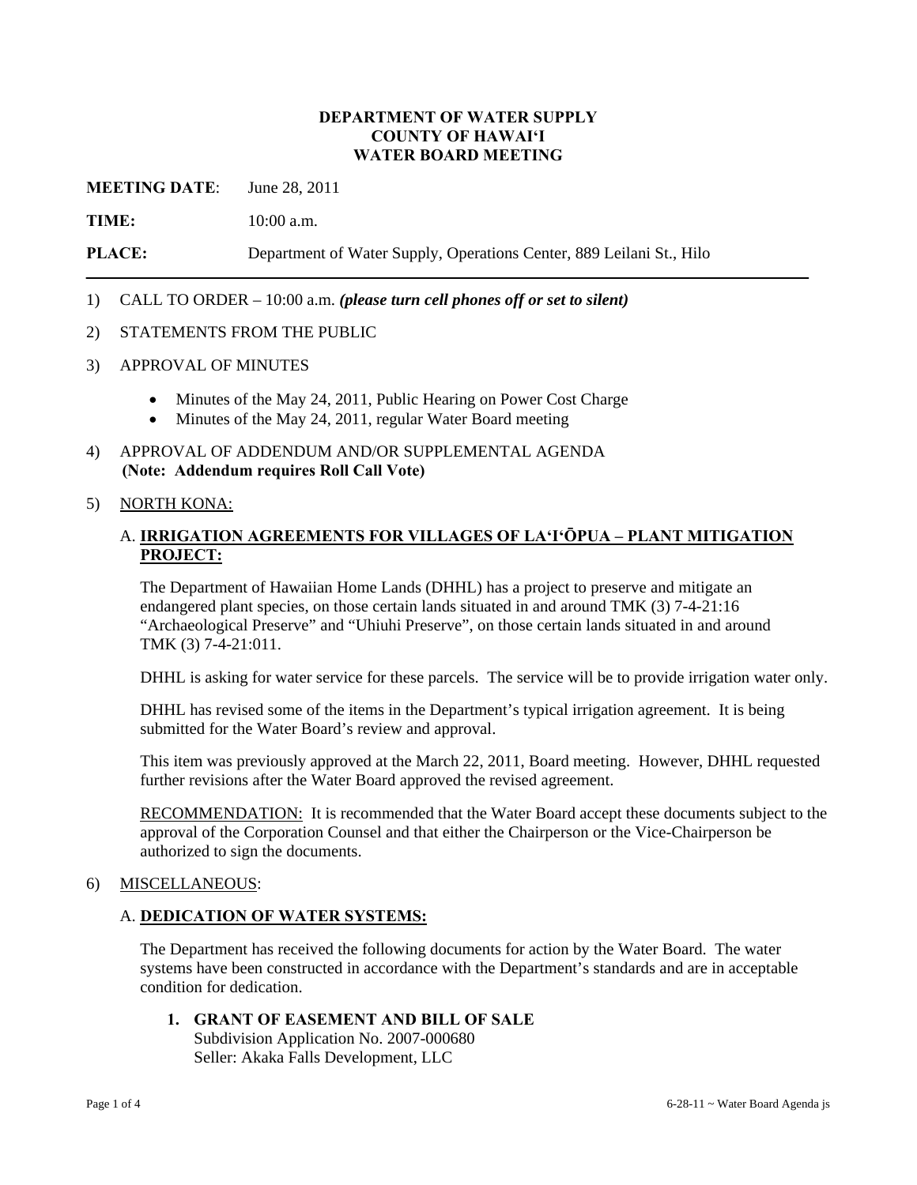# DEPARTMENT OF WATER SUPPLY
# COUNTY OF HAWAIʻI
# WATER BOARD MEETING

**MEETING DATE**: June 28, 2011

**TIME:** 10:00 a.m.

**PLACE:** Department of Water Supply, Operations Center, 889 Leilani St., Hilo

---

1) CALL TO ORDER – 10:00 a.m. ***(please turn cell phones off or set to silent)***

2) STATEMENTS FROM THE PUBLIC

3) APPROVAL OF MINUTES

   - Minutes of the May 24, 2011, Public Hearing on Power Cost Charge
   - Minutes of the May 24, 2011, regular Water Board meeting

4) APPROVAL OF ADDENDUM AND/OR SUPPLEMENTAL AGENDA
   **(Note: Addendum requires Roll Call Vote)**

5) NORTH KONA:

   A. **IRRIGATION AGREEMENTS FOR VILLAGES OF LAʻIʻŌPUA – PLANT MITIGATION PROJECT:**

   The Department of Hawaiian Home Lands (DHHL) has a project to preserve and mitigate an endangered plant species, on those certain lands situated in and around TMK (3) 7-4-21:16 "Archaeological Preserve" and "Uhiuhi Preserve", on those certain lands situated in and around TMK (3) 7-4-21:011.

   DHHL is asking for water service for these parcels. The service will be to provide irrigation water only.

   DHHL has revised some of the items in the Department's typical irrigation agreement. It is being submitted for the Water Board's review and approval.

   This item was previously approved at the March 22, 2011, Board meeting. However, DHHL requested further revisions after the Water Board approved the revised agreement.

   RECOMMENDATION: It is recommended that the Water Board accept these documents subject to the approval of the Corporation Counsel and that either the Chairperson or the Vice-Chairperson be authorized to sign the documents.

6) MISCELLANEOUS:

   A. **DEDICATION OF WATER SYSTEMS:**

   The Department has received the following documents for action by the Water Board. The water systems have been constructed in accordance with the Department's standards and are in acceptable condition for dedication.

   1. **GRANT OF EASEMENT AND BILL OF SALE**
      Subdivision Application No. 2007-000680
      Seller: Akaka Falls Development, LLC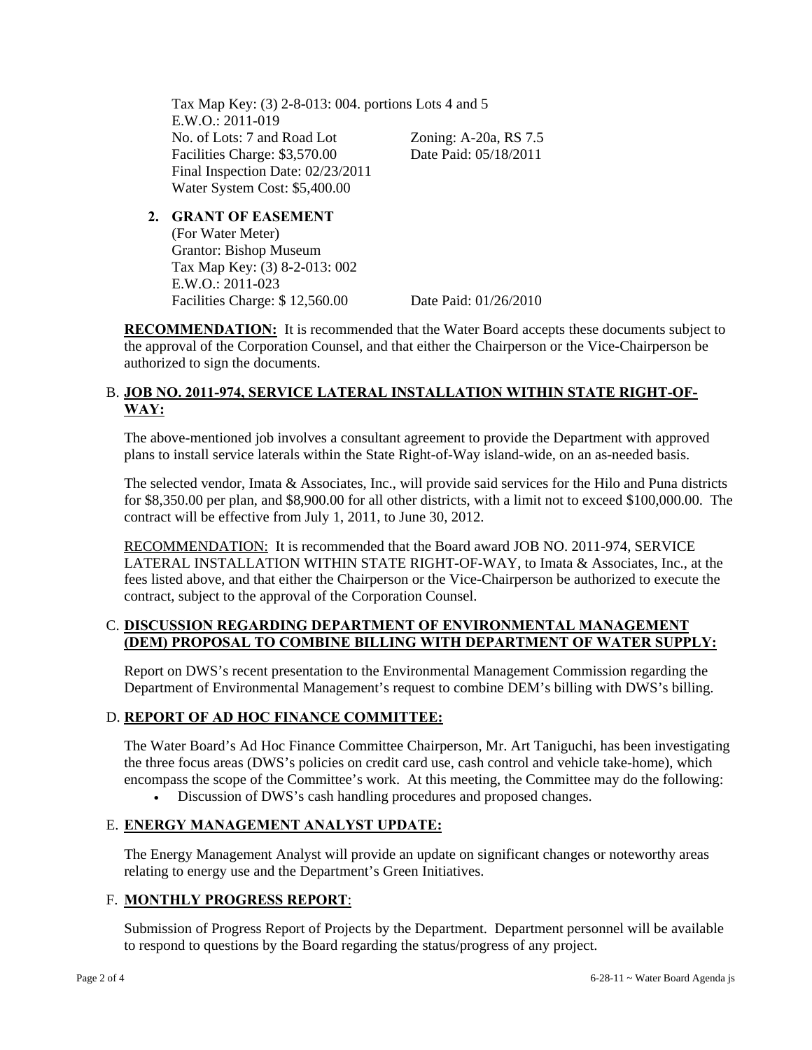Tax Map Key: (3) 2-8-013: 004. portions Lots 4 and 5
E.W.O.: 2011-019
No. of Lots: 7 and Road Lot Zoning: A-20a, RS 7.5
Facilities Charge: $3,570.00 Date Paid: 05/18/2011
Final Inspection Date: 02/23/2011
Water System Cost: $5,400.00

2. **GRANT OF EASEMENT**
   (For Water Meter)
   Grantor: Bishop Museum
   Tax Map Key: (3) 8-2-013: 002
   E.W.O.: 2011-023
   Facilities Charge: $ 12,560.00 Date Paid: 01/26/2010

**RECOMMENDATION:** It is recommended that the Water Board accepts these documents subject to the approval of the Corporation Counsel, and that either the Chairperson or the Vice-Chairperson be authorized to sign the documents.

B. **JOB NO. 2011-974, SERVICE LATERAL INSTALLATION WITHIN STATE RIGHT-OF-WAY:**

The above-mentioned job involves a consultant agreement to provide the Department with approved plans to install service laterals within the State Right-of-Way island-wide, on an as-needed basis.

The selected vendor, Imata & Associates, Inc., will provide said services for the Hilo and Puna districts for $8,350.00 per plan, and $8,900.00 for all other districts, with a limit not to exceed $100,000.00. The contract will be effective from July 1, 2011, to June 30, 2012.

RECOMMENDATION: It is recommended that the Board award JOB NO. 2011-974, SERVICE LATERAL INSTALLATION WITHIN STATE RIGHT-OF-WAY, to Imata & Associates, Inc., at the fees listed above, and that either the Chairperson or the Vice-Chairperson be authorized to execute the contract, subject to the approval of the Corporation Counsel.

C. **DISCUSSION REGARDING DEPARTMENT OF ENVIRONMENTAL MANAGEMENT (DEM) PROPOSAL TO COMBINE BILLING WITH DEPARTMENT OF WATER SUPPLY:**

Report on DWS's recent presentation to the Environmental Management Commission regarding the Department of Environmental Management's request to combine DEM's billing with DWS's billing.

D. **REPORT OF AD HOC FINANCE COMMITTEE:**

The Water Board's Ad Hoc Finance Committee Chairperson, Mr. Art Taniguchi, has been investigating the three focus areas (DWS's policies on credit card use, cash control and vehicle take-home), which encompass the scope of the Committee's work. At this meeting, the Committee may do the following:

- Discussion of DWS's cash handling procedures and proposed changes.

E. **ENERGY MANAGEMENT ANALYST UPDATE:**

The Energy Management Analyst will provide an update on significant changes or noteworthy areas relating to energy use and the Department's Green Initiatives.

F. **MONTHLY PROGRESS REPORT**:

Submission of Progress Report of Projects by the Department. Department personnel will be available to respond to questions by the Board regarding the status/progress of any project.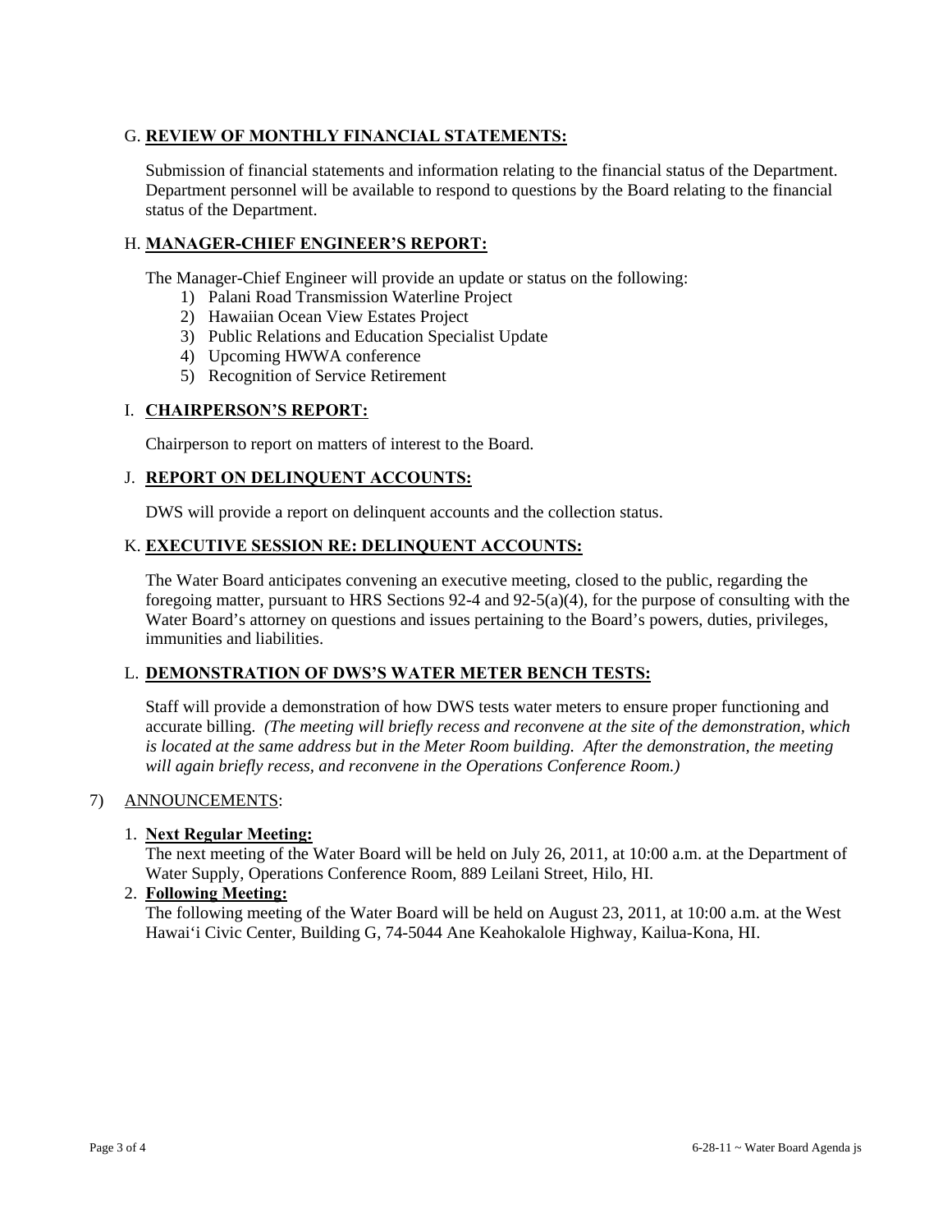G. **REVIEW OF MONTHLY FINANCIAL STATEMENTS:**

Submission of financial statements and information relating to the financial status of the Department. Department personnel will be available to respond to questions by the Board relating to the financial status of the Department.

H. **MANAGER-CHIEF ENGINEER'S REPORT:**

The Manager-Chief Engineer will provide an update or status on the following:

1) Palani Road Transmission Waterline Project
2) Hawaiian Ocean View Estates Project
3) Public Relations and Education Specialist Update
4) Upcoming HWWA conference
5) Recognition of Service Retirement

I. **CHAIRPERSON'S REPORT:**

Chairperson to report on matters of interest to the Board.

J. **REPORT ON DELINQUENT ACCOUNTS:**

DWS will provide a report on delinquent accounts and the collection status.

K. **EXECUTIVE SESSION RE: DELINQUENT ACCOUNTS:**

The Water Board anticipates convening an executive meeting, closed to the public, regarding the foregoing matter, pursuant to HRS Sections 92-4 and 92-5(a)(4), for the purpose of consulting with the Water Board's attorney on questions and issues pertaining to the Board's powers, duties, privileges, immunities and liabilities.

L. **DEMONSTRATION OF DWS'S WATER METER BENCH TESTS:**

Staff will provide a demonstration of how DWS tests water meters to ensure proper functioning and accurate billing. *(The meeting will briefly recess and reconvene at the site of the demonstration, which is located at the same address but in the Meter Room building. After the demonstration, the meeting will again briefly recess, and reconvene in the Operations Conference Room.)*

7) ANNOUNCEMENTS:

1. **Next Regular Meeting:**
   The next meeting of the Water Board will be held on July 26, 2011, at 10:00 a.m. at the Department of Water Supply, Operations Conference Room, 889 Leilani Street, Hilo, HI.
2. **Following Meeting:**
   The following meeting of the Water Board will be held on August 23, 2011, at 10:00 a.m. at the West Hawai'i Civic Center, Building G, 74-5044 Ane Keahokalole Highway, Kailua-Kona, HI.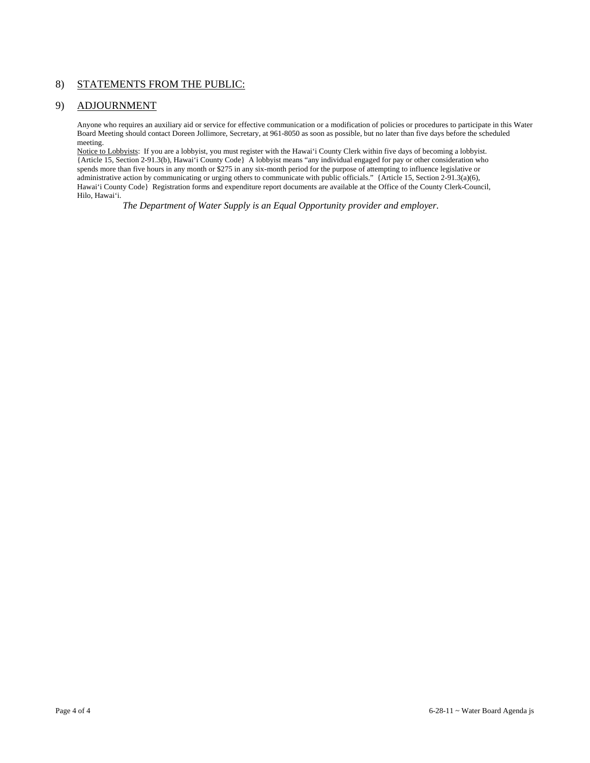8) STATEMENTS FROM THE PUBLIC:

9) ADJOURNMENT

Anyone who requires an auxiliary aid or service for effective communication or a modification of policies or procedures to participate in this Water Board Meeting should contact Doreen Jollimore, Secretary, at 961-8050 as soon as possible, but no later than five days before the scheduled meeting.

Notice to Lobbyists: If you are a lobbyist, you must register with the Hawai'i County Clerk within five days of becoming a lobbyist. {Article 15, Section 2-91.3(b), Hawai'i County Code} A lobbyist means "any individual engaged for pay or other consideration who spends more than five hours in any month or $275 in any six-month period for the purpose of attempting to influence legislative or administrative action by communicating or urging others to communicate with public officials." {Article 15, Section 2-91.3(a)(6), Hawai'i County Code} Registration forms and expenditure report documents are available at the Office of the County Clerk-Council, Hilo, Hawai'i.

*The Department of Water Supply is an Equal Opportunity provider and employer.*